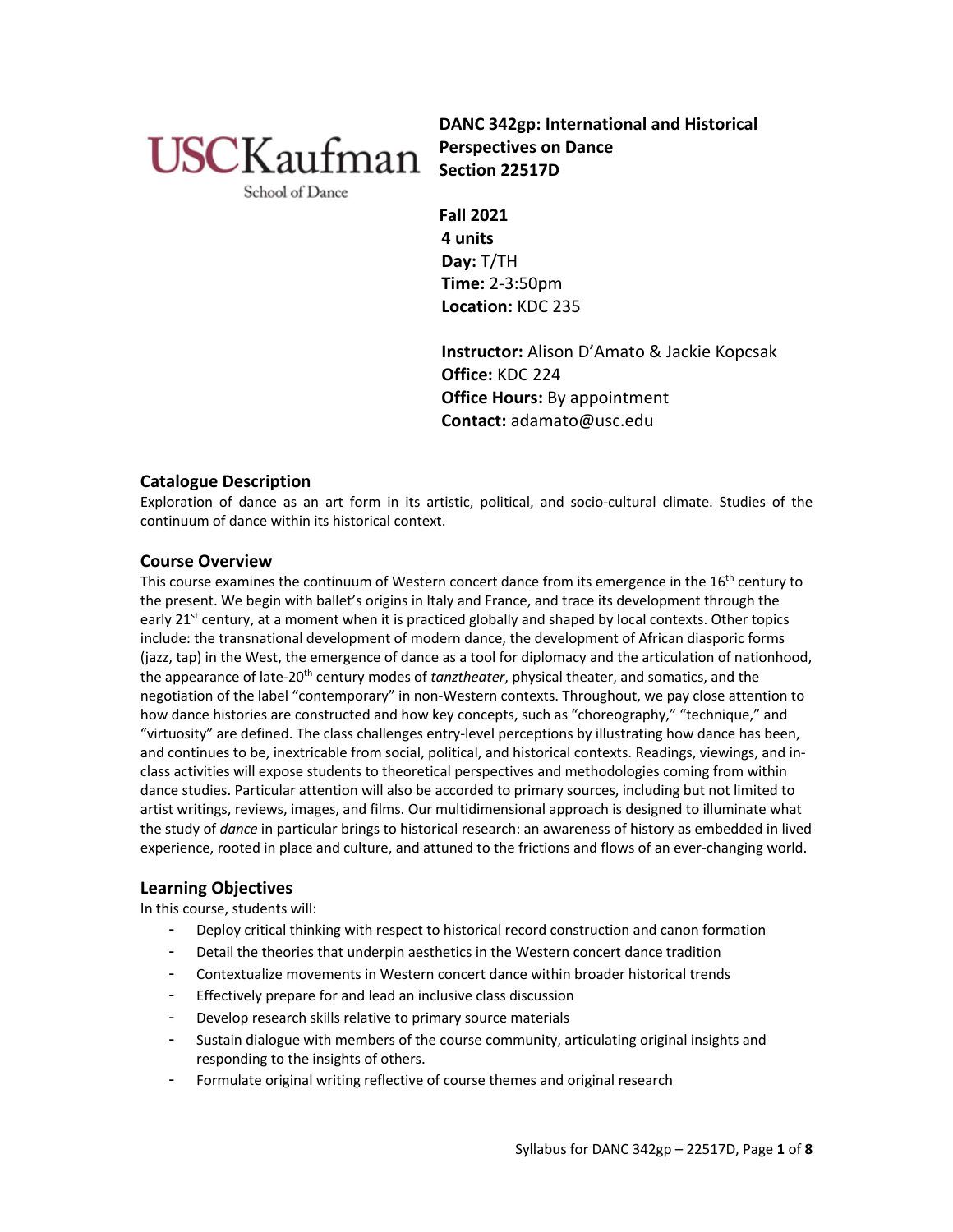USC Kaufman School of Dance

# DANC 342gp: International and Historical Perspectives on Dance
**Section 22517D**

**Fall 2021**
**4 units**
**Day:** T/TH
**Time:** 2-3:50pm
**Location:** KDC 235

**Instructor:** Alison D'Amato & Jackie Kopcsak
**Office:** KDC 224
**Office Hours:** By appointment
**Contact:** adamato@usc.edu

## Catalogue Description

Exploration of dance as an art form in its artistic, political, and socio-cultural climate. Studies of the continuum of dance within its historical context.

## Course Overview

This course examines the continuum of Western concert dance from its emergence in the 16th century to the present. We begin with ballet's origins in Italy and France, and trace its development through the early 21st century, at a moment when it is practiced globally and shaped by local contexts. Other topics include: the transnational development of modern dance, the development of African diasporic forms (jazz, tap) in the West, the emergence of dance as a tool for diplomacy and the articulation of nationhood, the appearance of late-20th century modes of *tanztheater*, physical theater, and somatics, and the negotiation of the label "contemporary" in non-Western contexts. Throughout, we pay close attention to how dance histories are constructed and how key concepts, such as "choreography," "technique," and "virtuosity" are defined. The class challenges entry-level perceptions by illustrating how dance has been, and continues to be, inextricable from social, political, and historical contexts. Readings, viewings, and in-class activities will expose students to theoretical perspectives and methodologies coming from within dance studies. Particular attention will also be accorded to primary sources, including but not limited to artist writings, reviews, images, and films. Our multidimensional approach is designed to illuminate what the study of *dance* in particular brings to historical research: an awareness of history as embedded in lived experience, rooted in place and culture, and attuned to the frictions and flows of an ever-changing world.

## Learning Objectives

In this course, students will:

- Deploy critical thinking with respect to historical record construction and canon formation
- Detail the theories that underpin aesthetics in the Western concert dance tradition
- Contextualize movements in Western concert dance within broader historical trends
- Effectively prepare for and lead an inclusive class discussion
- Develop research skills relative to primary source materials
- Sustain dialogue with members of the course community, articulating original insights and responding to the insights of others.
- Formulate original writing reflective of course themes and original research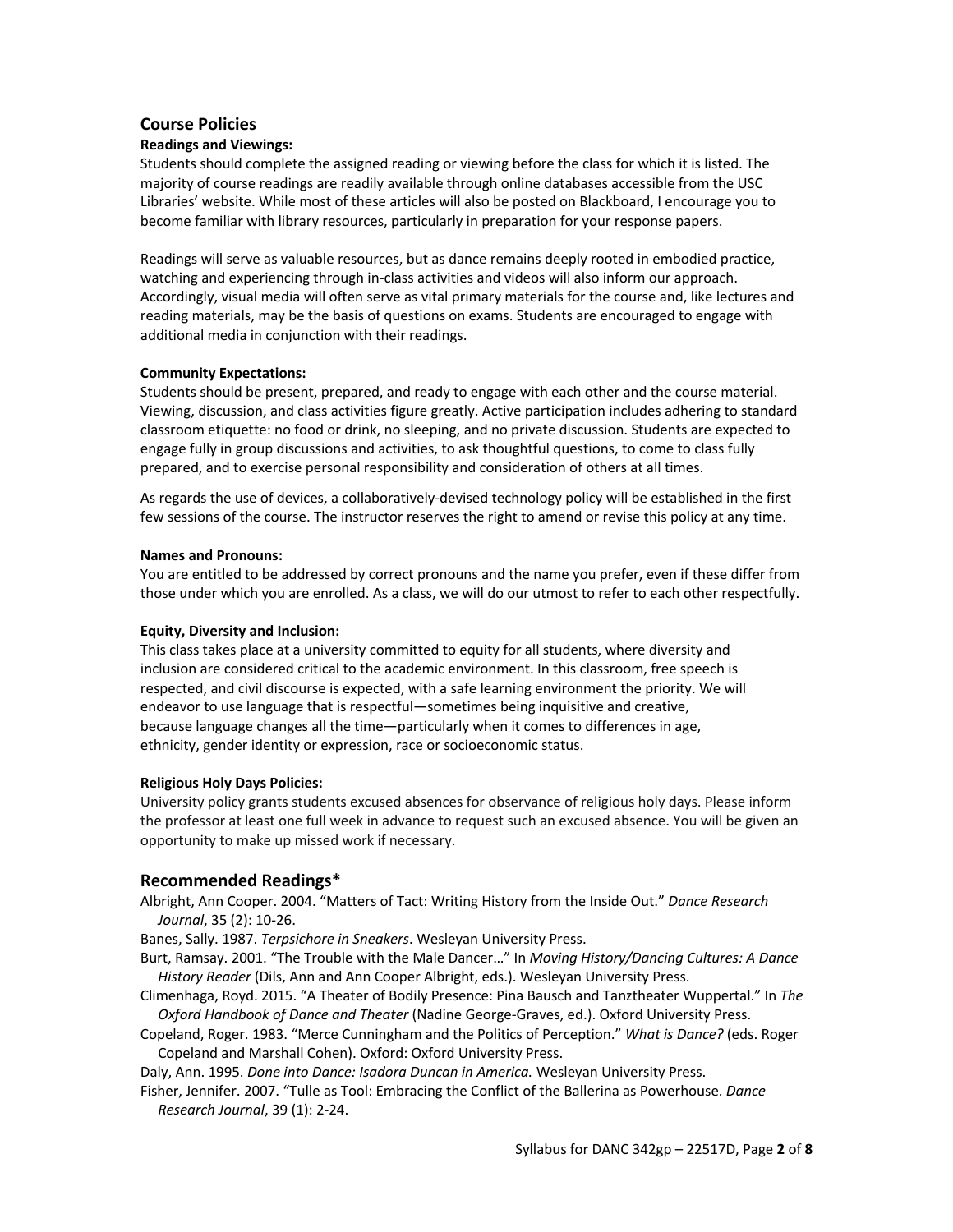## Course Policies

### Readings and Viewings:

Students should complete the assigned reading or viewing before the class for which it is listed. The majority of course readings are readily available through online databases accessible from the USC Libraries' website. While most of these articles will also be posted on Blackboard, I encourage you to become familiar with library resources, particularly in preparation for your response papers.

Readings will serve as valuable resources, but as dance remains deeply rooted in embodied practice, watching and experiencing through in-class activities and videos will also inform our approach. Accordingly, visual media will often serve as vital primary materials for the course and, like lectures and reading materials, may be the basis of questions on exams. Students are encouraged to engage with additional media in conjunction with their readings.

### Community Expectations:

Students should be present, prepared, and ready to engage with each other and the course material. Viewing, discussion, and class activities figure greatly. Active participation includes adhering to standard classroom etiquette: no food or drink, no sleeping, and no private discussion. Students are expected to engage fully in group discussions and activities, to ask thoughtful questions, to come to class fully prepared, and to exercise personal responsibility and consideration of others at all times.

As regards the use of devices, a collaboratively-devised technology policy will be established in the first few sessions of the course. The instructor reserves the right to amend or revise this policy at any time.

### Names and Pronouns:

You are entitled to be addressed by correct pronouns and the name you prefer, even if these differ from those under which you are enrolled. As a class, we will do our utmost to refer to each other respectfully.

### Equity, Diversity and Inclusion:

This class takes place at a university committed to equity for all students, where diversity and inclusion are considered critical to the academic environment. In this classroom, free speech is respected, and civil discourse is expected, with a safe learning environment the priority. We will endeavor to use language that is respectful—sometimes being inquisitive and creative, because language changes all the time—particularly when it comes to differences in age, ethnicity, gender identity or expression, race or socioeconomic status.

### Religious Holy Days Policies:

University policy grants students excused absences for observance of religious holy days. Please inform the professor at least one full week in advance to request such an excused absence. You will be given an opportunity to make up missed work if necessary.

## Recommended Readings*

Albright, Ann Cooper. 2004. "Matters of Tact: Writing History from the Inside Out." *Dance Research Journal*, 35 (2): 10-26.

Banes, Sally. 1987. *Terpsichore in Sneakers*. Wesleyan University Press.

Burt, Ramsay. 2001. "The Trouble with the Male Dancer…" In *Moving History/Dancing Cultures: A Dance History Reader* (Dils, Ann and Ann Cooper Albright, eds.). Wesleyan University Press.

Climenhaga, Royd. 2015. "A Theater of Bodily Presence: Pina Bausch and Tanztheater Wuppertal." In *The Oxford Handbook of Dance and Theater* (Nadine George-Graves, ed.). Oxford University Press.

Copeland, Roger. 1983. "Merce Cunningham and the Politics of Perception." *What is Dance?* (eds. Roger Copeland and Marshall Cohen). Oxford: Oxford University Press.

Daly, Ann. 1995. *Done into Dance: Isadora Duncan in America.* Wesleyan University Press.

Fisher, Jennifer. 2007. "Tulle as Tool: Embracing the Conflict of the Ballerina as Powerhouse. *Dance Research Journal*, 39 (1): 2-24.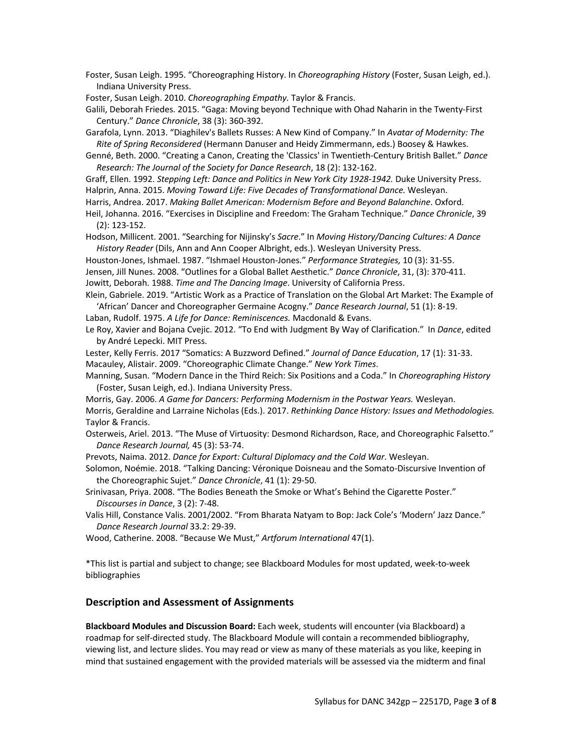Foster, Susan Leigh. 1995. "Choreographing History. In *Choreographing History* (Foster, Susan Leigh, ed.). Indiana University Press.

Foster, Susan Leigh. 2010. *Choreographing Empathy.* Taylor & Francis.

Galili, Deborah Friedes. 2015. "Gaga: Moving beyond Technique with Ohad Naharin in the Twenty-First Century." *Dance Chronicle*, 38 (3): 360-392.

Garafola, Lynn. 2013. "Diaghilev's Ballets Russes: A New Kind of Company." In *Avatar of Modernity: The Rite of Spring Reconsidered* (Hermann Danuser and Heidy Zimmermann, eds.) Boosey & Hawkes.

Genné, Beth. 2000. "Creating a Canon, Creating the 'Classics' in Twentieth-Century British Ballet." *Dance Research: The Journal of the Society for Dance Research*, 18 (2): 132-162.

Graff, Ellen. 1992. *Stepping Left: Dance and Politics in New York City 1928-1942.* Duke University Press.

Halprin, Anna. 2015. *Moving Toward Life: Five Decades of Transformational Dance.* Wesleyan.

Harris, Andrea. 2017. *Making Ballet American: Modernism Before and Beyond Balanchine*. Oxford.

Heil, Johanna. 2016. "Exercises in Discipline and Freedom: The Graham Technique." *Dance Chronicle*, 39 (2): 123-152.

Hodson, Millicent. 2001. "Searching for Nijinsky's *Sacre*." In *Moving History/Dancing Cultures: A Dance History Reader* (Dils, Ann and Ann Cooper Albright, eds.). Wesleyan University Press.

Houston-Jones, Ishmael. 1987. "Ishmael Houston-Jones." *Performance Strategies,* 10 (3): 31-55.

Jensen, Jill Nunes. 2008. "Outlines for a Global Ballet Aesthetic." *Dance Chronicle*, 31, (3): 370-411.

Jowitt, Deborah. 1988. *Time and The Dancing Image*. University of California Press.

Klein, Gabriele. 2019. "Artistic Work as a Practice of Translation on the Global Art Market: The Example of 'African' Dancer and Choreographer Germaine Acogny." *Dance Research Journal*, 51 (1): 8-19.

Laban, Rudolf. 1975. *A Life for Dance: Reminiscences.* Macdonald & Evans.

Le Roy, Xavier and Bojana Cvejic. 2012. "To End with Judgment By Way of Clarification." In *Dance*, edited by André Lepecki. MIT Press.

Lester, Kelly Ferris. 2017 "Somatics: A Buzzword Defined." *Journal of Dance Education*, 17 (1): 31-33.

Macauley, Alistair. 2009. "Choreographic Climate Change." *New York Times*.

Manning, Susan. "Modern Dance in the Third Reich: Six Positions and a Coda." In *Choreographing History* (Foster, Susan Leigh, ed.). Indiana University Press.

Morris, Gay. 2006. *A Game for Dancers: Performing Modernism in the Postwar Years.* Wesleyan.

Morris, Geraldine and Larraine Nicholas (Eds.). 2017. *Rethinking Dance History: Issues and Methodologies.* Taylor & Francis.

Osterweis, Ariel. 2013. "The Muse of Virtuosity: Desmond Richardson, Race, and Choreographic Falsetto." *Dance Research Journal,* 45 (3): 53-74.

Prevots, Naima. 2012. *Dance for Export: Cultural Diplomacy and the Cold War*. Wesleyan.

Solomon, Noémie. 2018. "Talking Dancing: Véronique Doisneau and the Somato-Discursive Invention of the Choreographic Sujet." *Dance Chronicle*, 41 (1): 29-50.

Srinivasan, Priya. 2008. "The Bodies Beneath the Smoke or What's Behind the Cigarette Poster." *Discourses in Dance*, 3 (2): 7-48.

Valis Hill, Constance Valis. 2001/2002. "From Bharata Natyam to Bop: Jack Cole's 'Modern' Jazz Dance." *Dance Research Journal* 33.2: 29-39.

Wood, Catherine. 2008. "Because We Must," *Artforum International* 47(1).

*This list is partial and subject to change; see Blackboard Modules for most updated, week-to-week bibliographies

## Description and Assessment of Assignments

**Blackboard Modules and Discussion Board:** Each week, students will encounter (via Blackboard) a roadmap for self-directed study. The Blackboard Module will contain a recommended bibliography, viewing list, and lecture slides. You may read or view as many of these materials as you like, keeping in mind that sustained engagement with the provided materials will be assessed via the midterm and final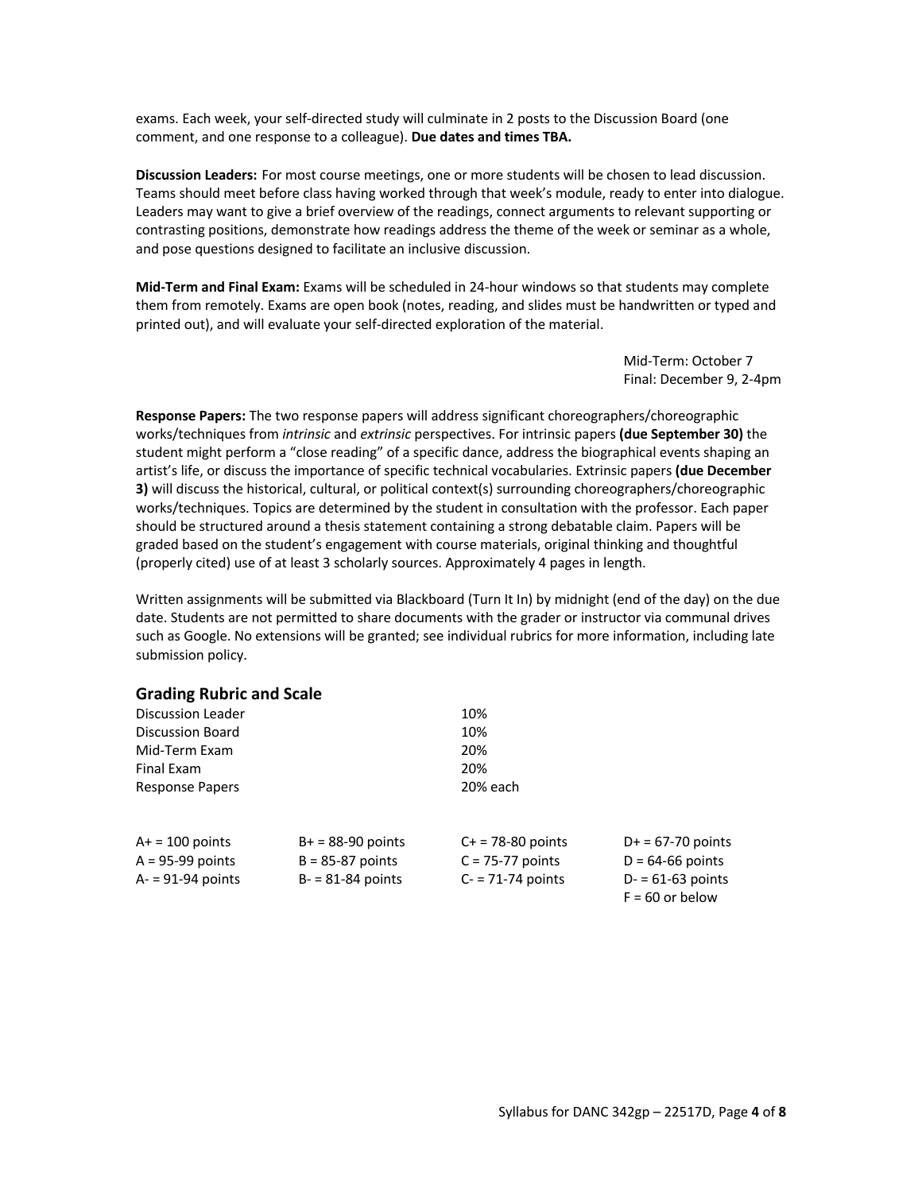exams. Each week, your self-directed study will culminate in 2 posts to the Discussion Board (one comment, and one response to a colleague). **Due dates and times TBA.**

**Discussion Leaders:** For most course meetings, one or more students will be chosen to lead discussion. Teams should meet before class having worked through that week's module, ready to enter into dialogue. Leaders may want to give a brief overview of the readings, connect arguments to relevant supporting or contrasting positions, demonstrate how readings address the theme of the week or seminar as a whole, and pose questions designed to facilitate an inclusive discussion.

**Mid-Term and Final Exam:** Exams will be scheduled in 24-hour windows so that students may complete them from remotely. Exams are open book (notes, reading, and slides must be handwritten or typed and printed out), and will evaluate your self-directed exploration of the material.

Mid-Term: October 7
Final: December 9, 2-4pm

**Response Papers:** The two response papers will address significant choreographers/choreographic works/techniques from *intrinsic* and *extrinsic* perspectives. For intrinsic papers **(due September 30)** the student might perform a "close reading" of a specific dance, address the biographical events shaping an artist's life, or discuss the importance of specific technical vocabularies. Extrinsic papers **(due December 3)** will discuss the historical, cultural, or political context(s) surrounding choreographers/choreographic works/techniques. Topics are determined by the student in consultation with the professor. Each paper should be structured around a thesis statement containing a strong debatable claim. Papers will be graded based on the student's engagement with course materials, original thinking and thoughtful (properly cited) use of at least 3 scholarly sources. Approximately 4 pages in length.

Written assignments will be submitted via Blackboard (Turn It In) by midnight (end of the day) on the due date. Students are not permitted to share documents with the grader or instructor via communal drives such as Google. No extensions will be granted; see individual rubrics for more information, including late submission policy.

## Grading Rubric and Scale

| | |
|---|---|
| Discussion Leader | 10% |
| Discussion Board | 10% |
| Mid-Term Exam | 20% |
| Final Exam | 20% |
| Response Papers | 20% each |

| | | | |
|---|---|---|---|
| A+ = 100 points | B+ = 88-90 points | C+ = 78-80 points | D+ = 67-70 points |
| A = 95-99 points | B = 85-87 points | C = 75-77 points | D = 64-66 points |
| A- = 91-94 points | B- = 81-84 points | C- = 71-74 points | D- = 61-63 points |
| | | | F = 60 or below |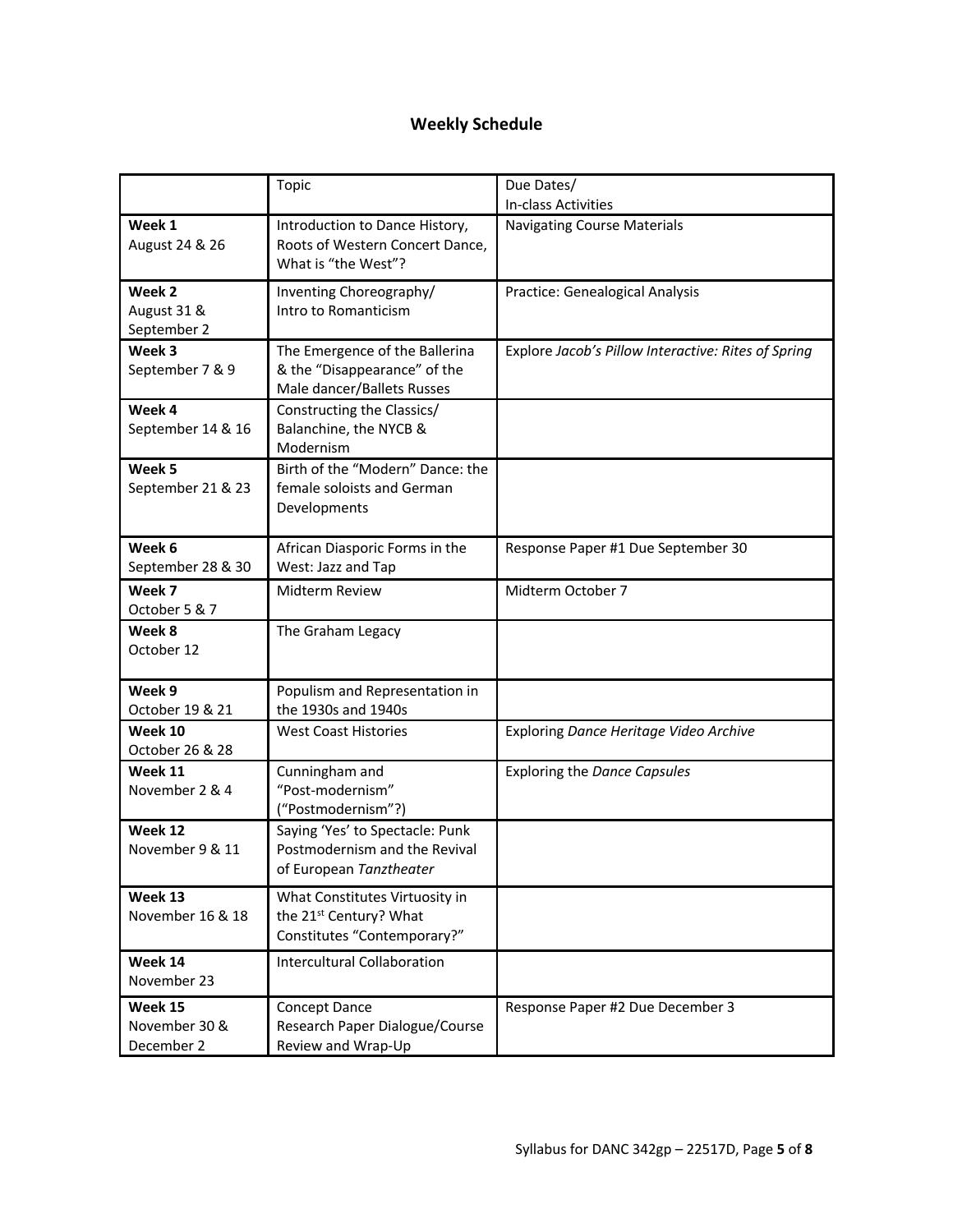## Weekly Schedule

| | Topic | Due Dates/ In-class Activities |
|---|---|---|
| **Week 1** August 24 & 26 | Introduction to Dance History, Roots of Western Concert Dance, What is "the West"? | Navigating Course Materials |
| **Week 2** August 31 & September 2 | Inventing Choreography/ Intro to Romanticism | Practice: Genealogical Analysis |
| **Week 3** September 7 & 9 | The Emergence of the Ballerina & the "Disappearance" of the Male dancer/Ballets Russes | Explore *Jacob's Pillow Interactive: Rites of Spring* |
| **Week 4** September 14 & 16 | Constructing the Classics/ Balanchine, the NYCB & Modernism | |
| **Week 5** September 21 & 23 | Birth of the "Modern" Dance: the female soloists and German Developments | |
| **Week 6** September 28 & 30 | African Diasporic Forms in the West: Jazz and Tap | Response Paper #1 Due September 30 |
| **Week 7** October 5 & 7 | Midterm Review | Midterm October 7 |
| **Week 8** October 12 | The Graham Legacy | |
| **Week 9** October 19 & 21 | Populism and Representation in the 1930s and 1940s | |
| **Week 10** October 26 & 28 | West Coast Histories | Exploring *Dance Heritage Video Archive* |
| **Week 11** November 2 & 4 | Cunningham and "Post-modernism" ("Postmodernism"?) | Exploring the *Dance Capsules* |
| **Week 12** November 9 & 11 | Saying 'Yes' to Spectacle: Punk Postmodernism and the Revival of European *Tanztheater* | |
| **Week 13** November 16 & 18 | What Constitutes Virtuosity in the 21st Century? What Constitutes "Contemporary?" | |
| **Week 14** November 23 | Intercultural Collaboration | |
| **Week 15** November 30 & December 2 | Concept Dance Research Paper Dialogue/Course Review and Wrap-Up | Response Paper #2 Due December 3 |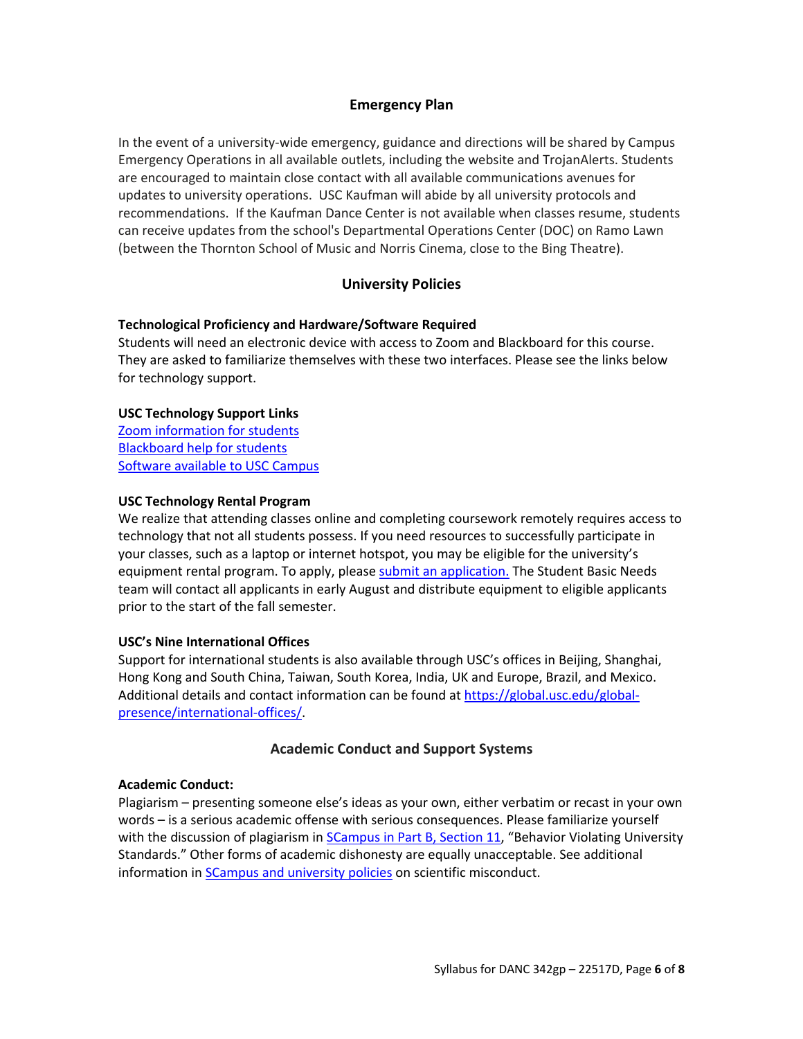## Emergency Plan

In the event of a university-wide emergency, guidance and directions will be shared by Campus Emergency Operations in all available outlets, including the website and TrojanAlerts. Students are encouraged to maintain close contact with all available communications avenues for updates to university operations. USC Kaufman will abide by all university protocols and recommendations. If the Kaufman Dance Center is not available when classes resume, students can receive updates from the school's Departmental Operations Center (DOC) on Ramo Lawn (between the Thornton School of Music and Norris Cinema, close to the Bing Theatre).

## University Policies

**Technological Proficiency and Hardware/Software Required**
Students will need an electronic device with access to Zoom and Blackboard for this course. They are asked to familiarize themselves with these two interfaces. Please see the links below for technology support.

**USC Technology Support Links**
Zoom information for students
Blackboard help for students
Software available to USC Campus

**USC Technology Rental Program**
We realize that attending classes online and completing coursework remotely requires access to technology that not all students possess. If you need resources to successfully participate in your classes, such as a laptop or internet hotspot, you may be eligible for the university's equipment rental program. To apply, please submit an application. The Student Basic Needs team will contact all applicants in early August and distribute equipment to eligible applicants prior to the start of the fall semester.

**USC's Nine International Offices**
Support for international students is also available through USC's offices in Beijing, Shanghai, Hong Kong and South China, Taiwan, South Korea, India, UK and Europe, Brazil, and Mexico. Additional details and contact information can be found at https://global.usc.edu/global-presence/international-offices/.

## Academic Conduct and Support Systems

**Academic Conduct:**
Plagiarism – presenting someone else's ideas as your own, either verbatim or recast in your own words – is a serious academic offense with serious consequences. Please familiarize yourself with the discussion of plagiarism in SCampus in Part B, Section 11, "Behavior Violating University Standards." Other forms of academic dishonesty are equally unacceptable. See additional information in SCampus and university policies on scientific misconduct.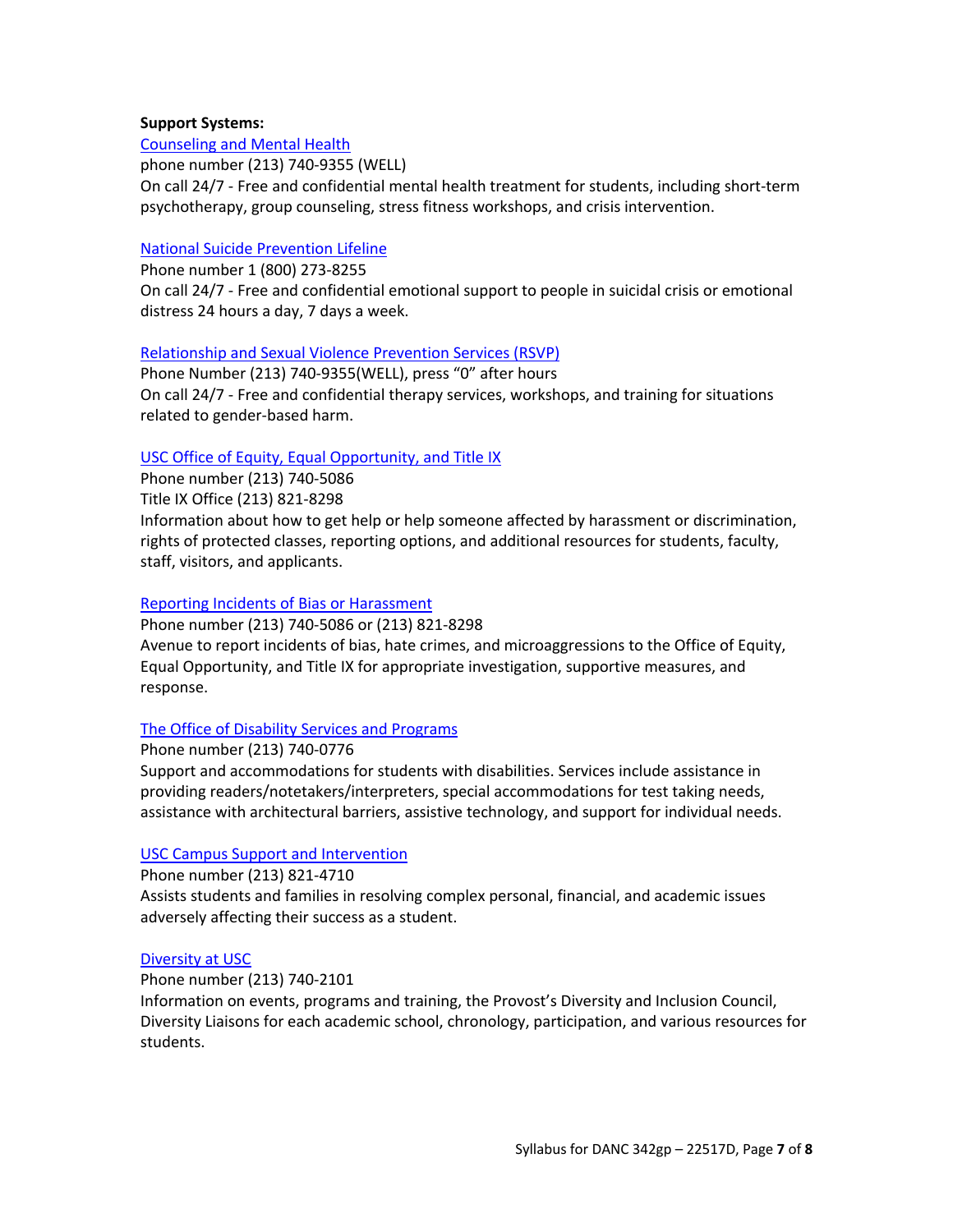**Support Systems:**

Counseling and Mental Health
phone number (213) 740-9355 (WELL)
On call 24/7 - Free and confidential mental health treatment for students, including short-term psychotherapy, group counseling, stress fitness workshops, and crisis intervention.

National Suicide Prevention Lifeline
Phone number 1 (800) 273-8255
On call 24/7 - Free and confidential emotional support to people in suicidal crisis or emotional distress 24 hours a day, 7 days a week.

Relationship and Sexual Violence Prevention Services (RSVP)
Phone Number (213) 740-9355(WELL), press "0" after hours
On call 24/7 - Free and confidential therapy services, workshops, and training for situations related to gender-based harm.

USC Office of Equity, Equal Opportunity, and Title IX
Phone number (213) 740-5086
Title IX Office (213) 821-8298
Information about how to get help or help someone affected by harassment or discrimination, rights of protected classes, reporting options, and additional resources for students, faculty, staff, visitors, and applicants.

Reporting Incidents of Bias or Harassment
Phone number (213) 740-5086 or (213) 821-8298
Avenue to report incidents of bias, hate crimes, and microaggressions to the Office of Equity, Equal Opportunity, and Title IX for appropriate investigation, supportive measures, and response.

The Office of Disability Services and Programs
Phone number (213) 740-0776
Support and accommodations for students with disabilities. Services include assistance in providing readers/notetakers/interpreters, special accommodations for test taking needs, assistance with architectural barriers, assistive technology, and support for individual needs.

USC Campus Support and Intervention
Phone number (213) 821-4710
Assists students and families in resolving complex personal, financial, and academic issues adversely affecting their success as a student.

Diversity at USC
Phone number (213) 740-2101
Information on events, programs and training, the Provost's Diversity and Inclusion Council, Diversity Liaisons for each academic school, chronology, participation, and various resources for students.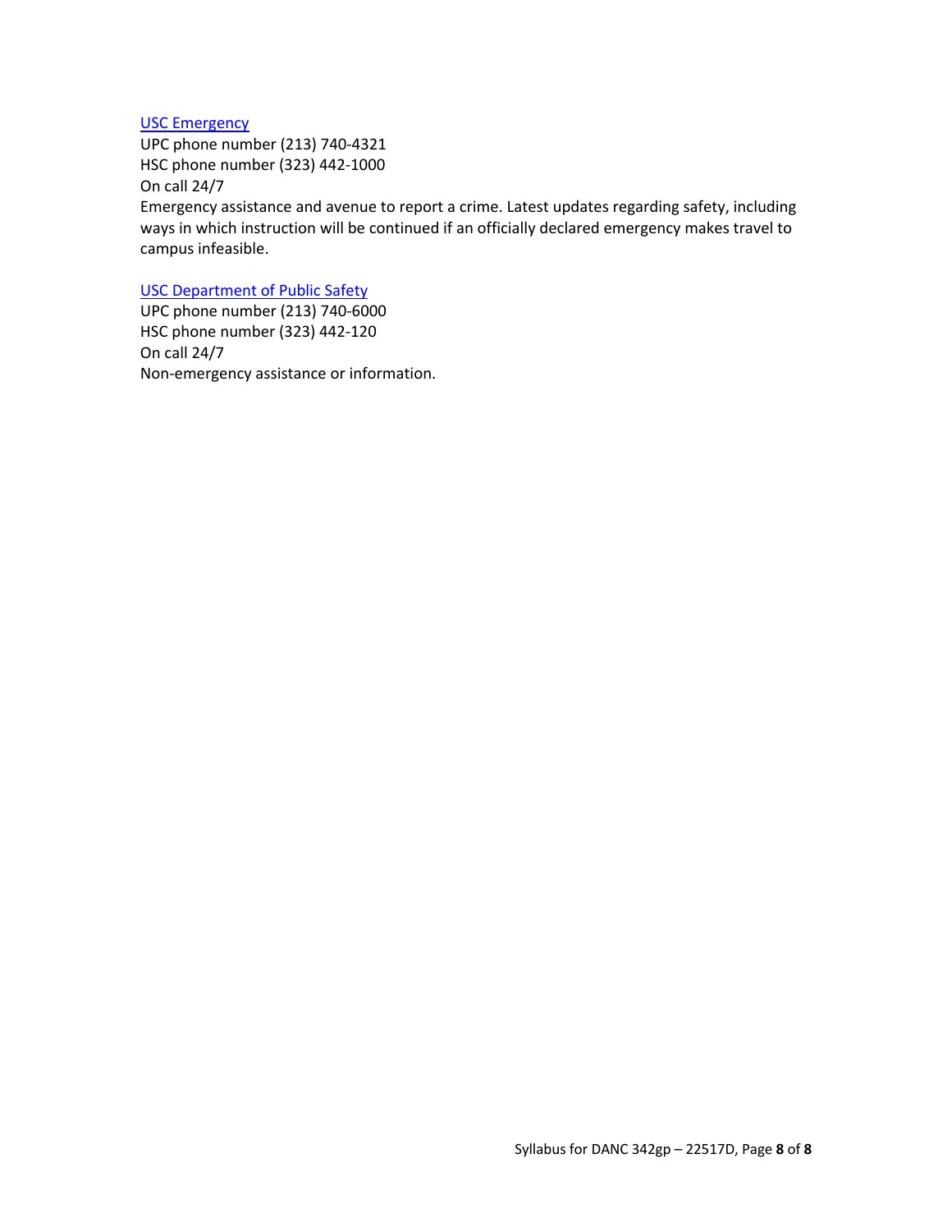[USC Emergency]
UPC phone number (213) 740-4321
HSC phone number (323) 442-1000
On call 24/7
Emergency assistance and avenue to report a crime. Latest updates regarding safety, including ways in which instruction will be continued if an officially declared emergency makes travel to campus infeasible.

[USC Department of Public Safety]
UPC phone number (213) 740-6000
HSC phone number (323) 442-120
On call 24/7
Non-emergency assistance or information.